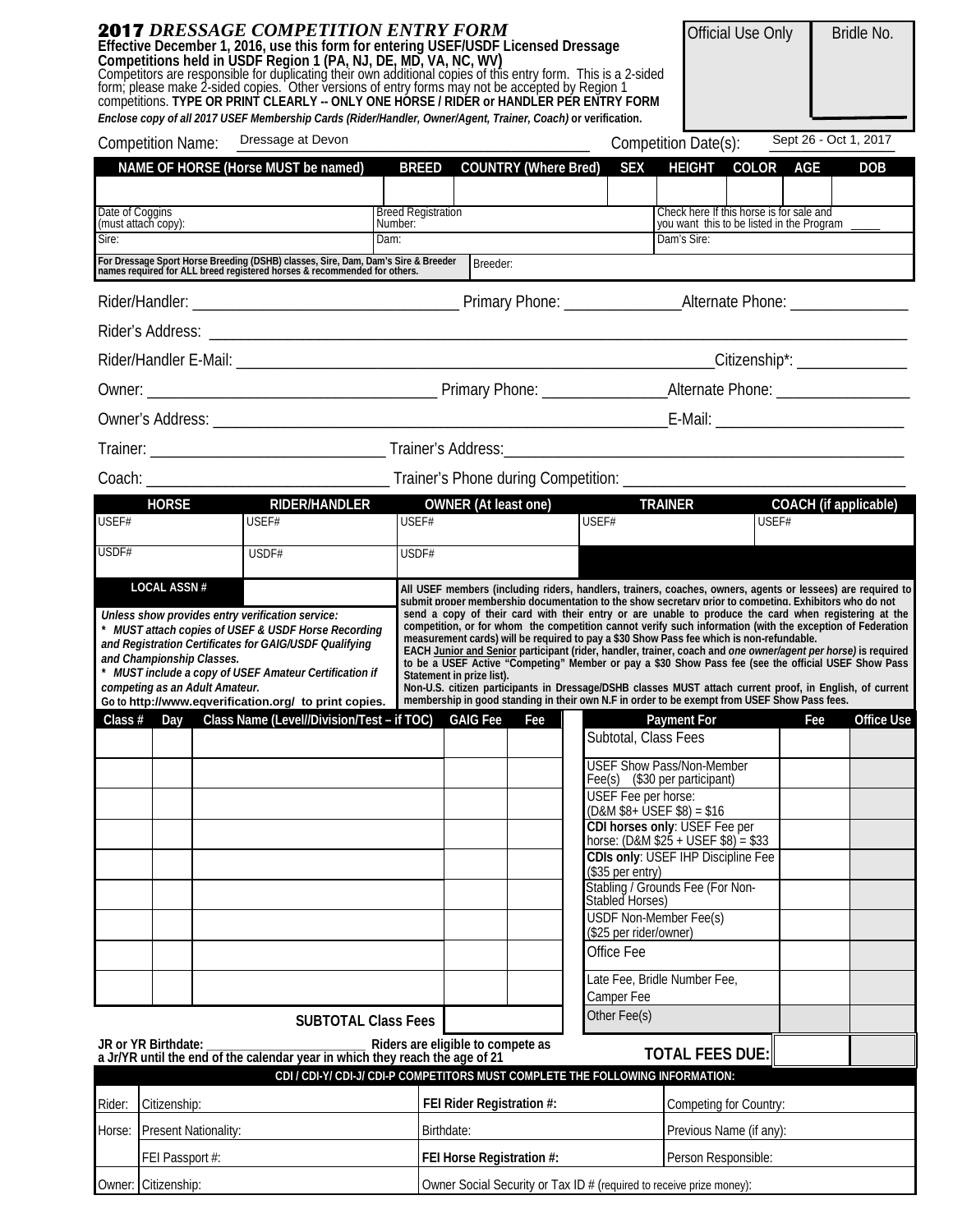# 2017 *DRESSAGE COMPETITION ENTRY FORM*

| Official Use Only | Bridle No. |
|---|---|
| | |

**Effective December 1, 2016, use this form for entering USEF/USDF Licensed Dressage Competitions held in USDF Region 1 (PA, NJ, DE, MD, VA, NC, WV)**
Competitors are responsible for duplicating their own additional copies of this entry form. This is a 2-sided form; please make 2-sided copies. Other versions of entry forms may not be accepted by Region 1 competitions. **TYPE OR PRINT CLEARLY -- ONLY ONE HORSE / RIDER or HANDLER PER ENTRY FORM**
***Enclose copy of all 2017 USEF Membership Cards (Rider/Handler, Owner/Agent, Trainer, Coach)*** **or verification.**

Competition Name: Dressage at Devon    Competition Date(s): Sept 26 - Oct 1, 2017

| NAME OF HORSE (Horse MUST be named) | BREED | COUNTRY (Where Bred) | SEX | HEIGHT | COLOR | AGE | DOB |
|---|---|---|---|---|---|---|---|
| | | | | | | | |
| Date of Coggins (must attach copy): | Breed Registration Number: | | | Check here If this horse is for sale and you want this to be listed in the Program _____ | | | |
| Sire: | Dam: | | | Dam's Sire: | | | |
| For Dressage Sport Horse Breeding (DSHB) classes, Sire, Dam, Dam's Sire & Breeder names required for ALL breed registered horses & recommended for others. | Breeder: | | | | | | |

Rider/Handler: ____________________ Primary Phone: ______________ Alternate Phone: ______________

Rider's Address: ________________________________________________

Rider/Handler E-Mail: ______________________________ Citizenship*: ______________

Owner: ____________________ Primary Phone: ______________ Alternate Phone: ______________

Owner's Address: ______________________________ E-Mail: ______________

Trainer: ____________________ Trainer's Address: ______________________________

Coach: ____________________ Trainer's Phone during Competition: ______________________________

| HORSE | RIDER/HANDLER | OWNER (At least one) | TRAINER | COACH (if applicable) |
|---|---|---|---|---|
| USEF# | USEF# | USEF# | USEF# | USEF# |
| USDF# | USDF# | USDF# | | |

**LOCAL ASSN #** ______

*Unless show provides entry verification service:*
*\* MUST attach copies of USEF & USDF Horse Recording and Registration Certificates for GAIG/USDF Qualifying and Championship Classes.*
*\* MUST include a copy of USEF Amateur Certification if competing as an Adult Amateur.*
**Go to http://www.eqverification.org/ to print copies.**

**All USEF members (including riders, handlers, trainers, coaches, owners, agents or lessees) are required to submit proper membership documentation to the show secretary prior to competing. Exhibitors who do not send a copy of their card with their entry or are unable to produce the card when registering at the competition, or for whom the competition cannot verify such information (with the exception of Federation measurement cards) will be required to pay a $30 Show Pass fee which is non-refundable.**
**EACH Junior and Senior participant (rider, handler, trainer, coach and *one owner/agent per horse*) is required to be a USEF Active "Competing" Member or pay a $30 Show Pass fee (see the official USEF Show Pass Statement in prize list).**
**Non-U.S. citizen participants in Dressage/DSHB classes MUST attach current proof, in English, of current membership in good standing in their own N.F in order to be exempt from USEF Show Pass fees.**

| Class # | Day | Class Name (Level/Division/Test – if TOC) | GAIG Fee | Fee |
|---|---|---|---|---|
| | | | | |
| | | | | |
| | | | | |
| | | | | |
| | | | | |
| | | | | |
| | | | | |
| | | | | |
| | | | | |
| | | **SUBTOTAL Class Fees** | | |

| Payment For | Fee | Office Use |
|---|---|---|
| Subtotal, Class Fees | | |
| USEF Show Pass/Non-Member Fee(s) ($30 per participant) | | |
| USEF Fee per horse: (D&M $8+ USEF $8) = $16 | | |
| **CDI horses only**: USEF Fee per horse: (D&M $25 + USEF $8) = $33 | | |
| **CDIs only**: USEF IHP Discipline Fee ($35 per entry) | | |
| Stabling / Grounds Fee (For Non-Stabled Horses) | | |
| USDF Non-Member Fee(s) ($25 per rider/owner) | | |
| Office Fee | | |
| Late Fee, Bridle Number Fee, Camper Fee | | |
| Other Fee(s) | | |
| **TOTAL FEES DUE:** | | |

**JR or YR Birthdate:** ____________ **Riders are eligible to compete as a Jr/YR until the end of the calendar year in which they reach the age of 21**

**CDI / CDI-Y/ CDI-J/ CDI-P COMPETITORS MUST COMPLETE THE FOLLOWING INFORMATION:**

| | | | |
|---|---|---|---|
| Rider: | Citizenship: | **FEI Rider Registration #:** | Competing for Country: |
| Horse: | Present Nationality: | Birthdate: | Previous Name (if any): |
| | FEI Passport #: | **FEI Horse Registration #:** | Person Responsible: |
| Owner: | Citizenship: | Owner Social Security or Tax ID # (required to receive prize money): | |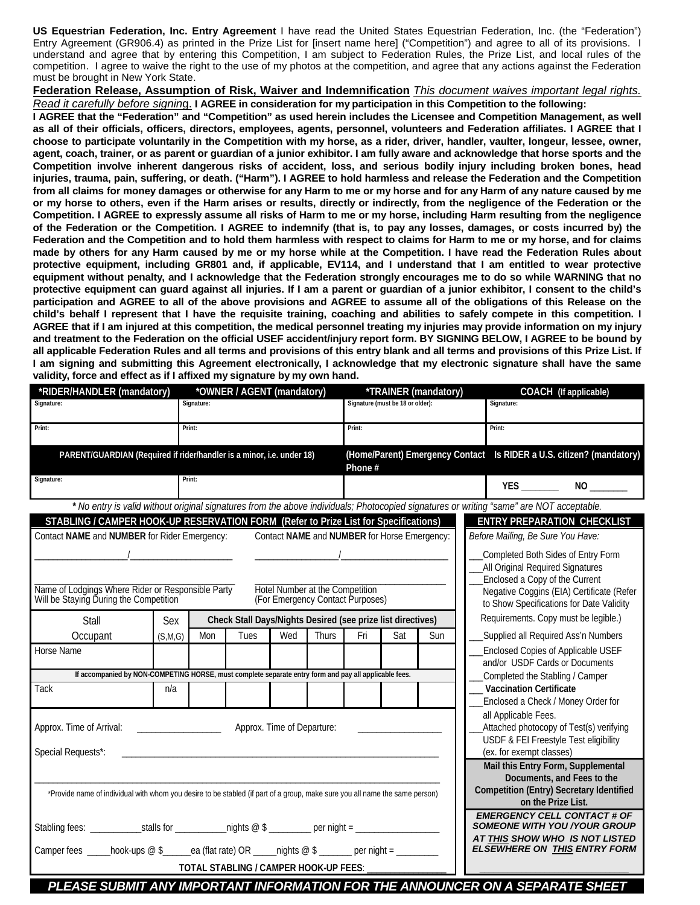**US Equestrian Federation, Inc. Entry Agreement** I have read the United States Equestrian Federation, Inc. (the "Federation") Entry Agreement (GR906.4) as printed in the Prize List for [insert name here] ("Competition") and agree to all of its provisions. I understand and agree that by entering this Competition, I am subject to Federation Rules, the Prize List, and local rules of the competition. I agree to waive the right to the use of my photos at the competition, and agree that any actions against the Federation must be brought in New York State.

**Federation Release, Assumption of Risk, Waiver and Indemnification** *This document waives important legal rights. Read it carefully before signing.* **I AGREE in consideration for my participation in this Competition to the following:**

**I AGREE that the "Federation" and "Competition" as used herein includes the Licensee and Competition Management, as well as all of their officials, officers, directors, employees, agents, personnel, volunteers and Federation affiliates. I AGREE that I choose to participate voluntarily in the Competition with my horse, as a rider, driver, handler, vaulter, longeur, lessee, owner, agent, coach, trainer, or as parent or guardian of a junior exhibitor. I am fully aware and acknowledge that horse sports and the Competition involve inherent dangerous risks of accident, loss, and serious bodily injury including broken bones, head injuries, trauma, pain, suffering, or death. ("Harm"). I AGREE to hold harmless and release the Federation and the Competition from all claims for money damages or otherwise for any Harm to me or my horse and for any Harm of any nature caused by me or my horse to others, even if the Harm arises or results, directly or indirectly, from the negligence of the Federation or the Competition. I AGREE to expressly assume all risks of Harm to me or my horse, including Harm resulting from the negligence of the Federation or the Competition. I AGREE to indemnify (that is, to pay any losses, damages, or costs incurred by) the Federation and the Competition and to hold them harmless with respect to claims for Harm to me or my horse, and for claims made by others for any Harm caused by me or my horse while at the Competition. I have read the Federation Rules about protective equipment, including GR801 and, if applicable, EV114, and I understand that I am entitled to wear protective equipment without penalty, and I acknowledge that the Federation strongly encourages me to do so while WARNING that no protective equipment can guard against all injuries. If I am a parent or guardian of a junior exhibitor, I consent to the child's participation and AGREE to all of the above provisions and AGREE to assume all of the obligations of this Release on the child's behalf I represent that I have the requisite training, coaching and abilities to safely compete in this competition. I AGREE that if I am injured at this competition, the medical personnel treating my injuries may provide information on my injury and treatment to the Federation on the official USEF accident/injury report form. BY SIGNING BELOW, I AGREE to be bound by all applicable Federation Rules and all terms and provisions of this entry blank and all terms and provisions of this Prize List. If I am signing and submitting this Agreement electronically, I acknowledge that my electronic signature shall have the same validity, force and effect as if I affixed my signature by my own hand.**

| *RIDER/HANDLER (mandatory) | *OWNER / AGENT (mandatory) | *TRAINER (mandatory) | COACH (If applicable) |
|---|---|---|---|
| Signature: | Signature: | Signature (must be 18 or older): | Signature: |
| Print: | Print: | Print: | Print: |

| PARENT/GUARDIAN (Required if rider/handler is a minor, i.e. under 18) | | (Home/Parent) Emergency Contact Phone # | Is RIDER a U.S. citizen? (mandatory) |
|---|---|---|---|
| Signature: | Print: | | YES _______ NO _______ |

*\* No entry is valid without original signatures from the above individuals; Photocopied signatures or writing "same" are NOT acceptable.*

## STABLING / CAMPER HOOK-UP RESERVATION FORM (Refer to Prize List for Specifications)

Contact **NAME** and **NUMBER** for Rider Emergency: ________________/____________________

Contact **NAME** and **NUMBER** for Horse Emergency: ________________/____________________

Name of Lodgings Where Rider or Responsible Party Will be Staying During the Competition: ____________________

Hotel Number at the Competition (For Emergency Contact Purposes): ____________________

| Stall Occupant | Sex (S,M,G) | Check Stall Days/Nights Desired (see prize list directives) | | | | | | |
|---|---|---|---|---|---|---|---|---|
| | | Mon | Tues | Wed | Thurs | Fri | Sat | Sun |
| Horse Name | | | | | | | | |
| If accompanied by NON-COMPETING HORSE, must complete separate entry form and pay all applicable fees. | | | | | | | | |
| Tack | n/a | | | | | | | |

Approx. Time of Arrival: ______________ Approx. Time of Departure: ______________

Special Requests*: ____________________________________________

____________________________________________

*Provide name of individual with whom you desire to be stabled (if part of a group, make sure you all name the same person)

Stabling fees: _________stalls for _________nights @ $ ________ per night = ______________

Camper fees _____hook-ups @ $_____ea (flat rate) OR _____nights @ $ ______ per night = ________

**TOTAL STABLING / CAMPER HOOK-UP FEES**: ______________

## ENTRY PREPARATION CHECKLIST

*Before Mailing, Be Sure You Have:*

- ___Completed Both Sides of Entry Form
- ___All Original Required Signatures
- ___Enclosed a Copy of the Current Negative Coggins (EIA) Certificate (Refer to Show Specifications for Date Validity Requirements. Copy must be legible.)
- ___Supplied all Required Ass'n Numbers
- ___Enclosed Copies of Applicable USEF and/or USDF Cards or Documents
- ___Completed the Stabling / Camper
- ___ **Vaccination Certificate**
- ___Enclosed a Check / Money Order for all Applicable Fees.
- ___Attached photocopy of Test(s) verifying USDF & FEI Freestyle Test eligibility (ex. for exempt classes)

**Mail this Entry Form, Supplemental Documents, and Fees to the Competition (Entry) Secretary Identified on the Prize List.**

***EMERGENCY CELL CONTACT # OF SOMEONE WITH YOU /YOUR GROUP AT THIS SHOW WHO IS NOT LISTED ELSEWHERE ON THIS ENTRY FORM***

______________________________

***PLEASE SUBMIT ANY IMPORTANT INFORMATION FOR THE ANNOUNCER ON A SEPARATE SHEET***